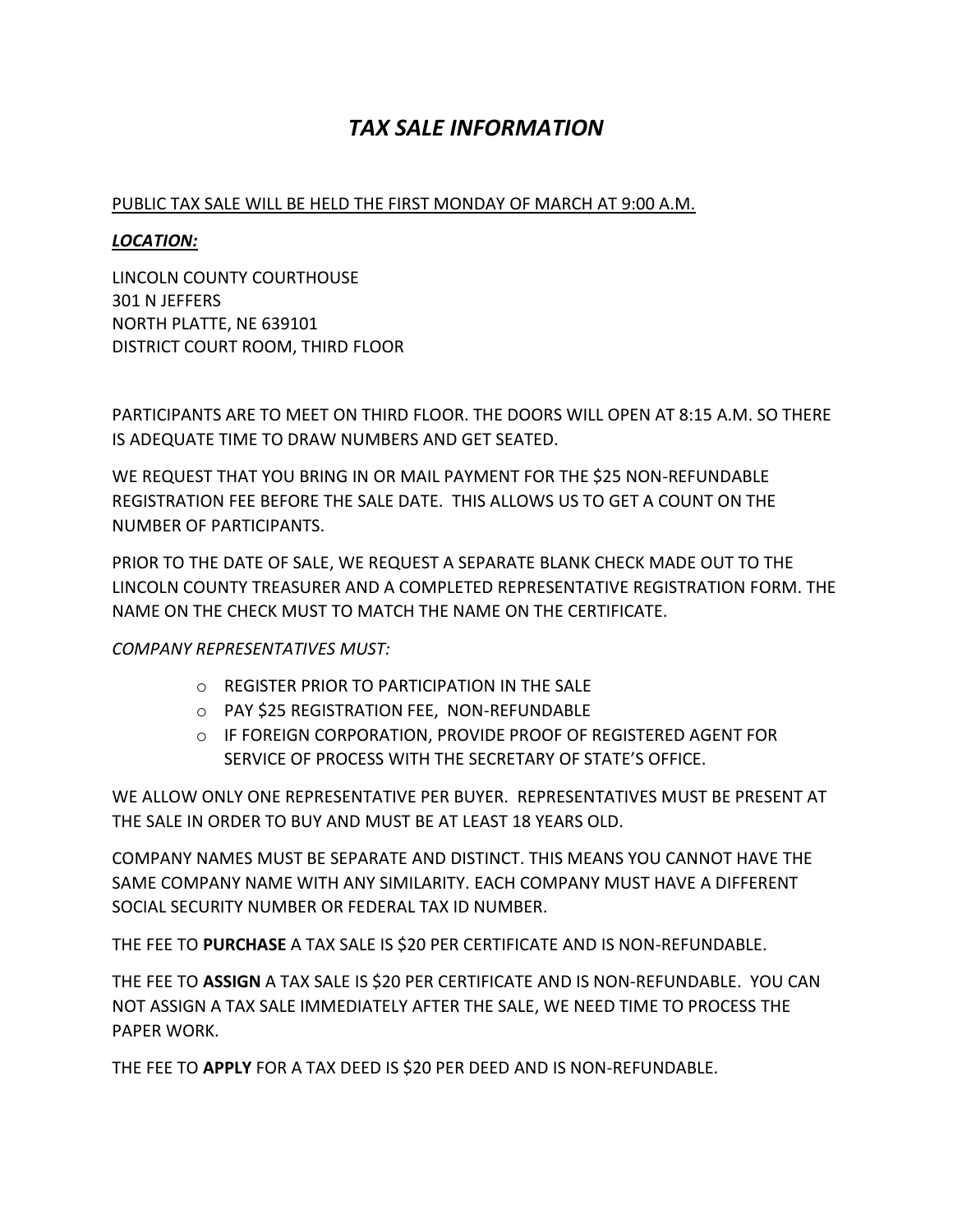# *TAX SALE INFORMATION*

PUBLIC TAX SALE WILL BE HELD THE FIRST MONDAY OF MARCH AT 9:00 A.M.

***LOCATION:***

LINCOLN COUNTY COURTHOUSE
301 N JEFFERS
NORTH PLATTE, NE 639101
DISTRICT COURT ROOM, THIRD FLOOR

PARTICIPANTS ARE TO MEET ON THIRD FLOOR. THE DOORS WILL OPEN AT 8:15 A.M. SO THERE IS ADEQUATE TIME TO DRAW NUMBERS AND GET SEATED.

WE REQUEST THAT YOU BRING IN OR MAIL PAYMENT FOR THE $25 NON-REFUNDABLE REGISTRATION FEE BEFORE THE SALE DATE. THIS ALLOWS US TO GET A COUNT ON THE NUMBER OF PARTICIPANTS.

PRIOR TO THE DATE OF SALE, WE REQUEST A SEPARATE BLANK CHECK MADE OUT TO THE LINCOLN COUNTY TREASURER AND A COMPLETED REPRESENTATIVE REGISTRATION FORM. THE NAME ON THE CHECK MUST TO MATCH THE NAME ON THE CERTIFICATE.

*COMPANY REPRESENTATIVES MUST:*

- REGISTER PRIOR TO PARTICIPATION IN THE SALE
- PAY $25 REGISTRATION FEE, NON-REFUNDABLE
- IF FOREIGN CORPORATION, PROVIDE PROOF OF REGISTERED AGENT FOR SERVICE OF PROCESS WITH THE SECRETARY OF STATE'S OFFICE.

WE ALLOW ONLY ONE REPRESENTATIVE PER BUYER. REPRESENTATIVES MUST BE PRESENT AT THE SALE IN ORDER TO BUY AND MUST BE AT LEAST 18 YEARS OLD.

COMPANY NAMES MUST BE SEPARATE AND DISTINCT. THIS MEANS YOU CANNOT HAVE THE SAME COMPANY NAME WITH ANY SIMILARITY. EACH COMPANY MUST HAVE A DIFFERENT SOCIAL SECURITY NUMBER OR FEDERAL TAX ID NUMBER.

THE FEE TO **PURCHASE** A TAX SALE IS $20 PER CERTIFICATE AND IS NON-REFUNDABLE.

THE FEE TO **ASSIGN** A TAX SALE IS $20 PER CERTIFICATE AND IS NON-REFUNDABLE. YOU CAN NOT ASSIGN A TAX SALE IMMEDIATELY AFTER THE SALE, WE NEED TIME TO PROCESS THE PAPER WORK.

THE FEE TO **APPLY** FOR A TAX DEED IS $20 PER DEED AND IS NON-REFUNDABLE.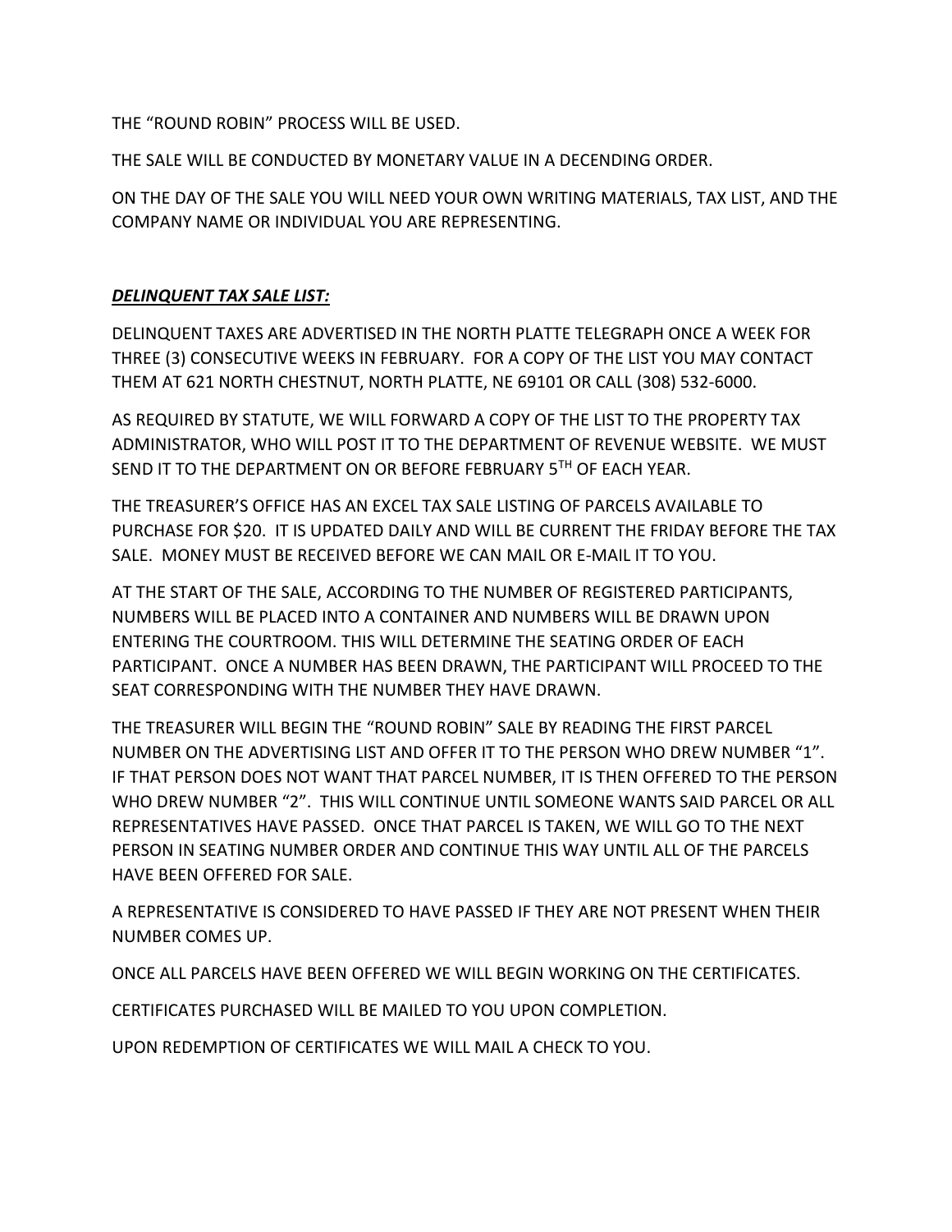THE "ROUND ROBIN" PROCESS WILL BE USED.

THE SALE WILL BE CONDUCTED BY MONETARY VALUE IN A DECENDING ORDER.

ON THE DAY OF THE SALE YOU WILL NEED YOUR OWN WRITING MATERIALS, TAX LIST, AND THE COMPANY NAME OR INDIVIDUAL YOU ARE REPRESENTING.

***DELINQUENT TAX SALE LIST:***

DELINQUENT TAXES ARE ADVERTISED IN THE NORTH PLATTE TELEGRAPH ONCE A WEEK FOR THREE (3) CONSECUTIVE WEEKS IN FEBRUARY. FOR A COPY OF THE LIST YOU MAY CONTACT THEM AT 621 NORTH CHESTNUT, NORTH PLATTE, NE 69101 OR CALL (308) 532-6000.

AS REQUIRED BY STATUTE, WE WILL FORWARD A COPY OF THE LIST TO THE PROPERTY TAX ADMINISTRATOR, WHO WILL POST IT TO THE DEPARTMENT OF REVENUE WEBSITE. WE MUST SEND IT TO THE DEPARTMENT ON OR BEFORE FEBRUARY 5TH OF EACH YEAR.

THE TREASURER'S OFFICE HAS AN EXCEL TAX SALE LISTING OF PARCELS AVAILABLE TO PURCHASE FOR $20. IT IS UPDATED DAILY AND WILL BE CURRENT THE FRIDAY BEFORE THE TAX SALE. MONEY MUST BE RECEIVED BEFORE WE CAN MAIL OR E-MAIL IT TO YOU.

AT THE START OF THE SALE, ACCORDING TO THE NUMBER OF REGISTERED PARTICIPANTS, NUMBERS WILL BE PLACED INTO A CONTAINER AND NUMBERS WILL BE DRAWN UPON ENTERING THE COURTROOM. THIS WILL DETERMINE THE SEATING ORDER OF EACH PARTICIPANT. ONCE A NUMBER HAS BEEN DRAWN, THE PARTICIPANT WILL PROCEED TO THE SEAT CORRESPONDING WITH THE NUMBER THEY HAVE DRAWN.

THE TREASURER WILL BEGIN THE "ROUND ROBIN" SALE BY READING THE FIRST PARCEL NUMBER ON THE ADVERTISING LIST AND OFFER IT TO THE PERSON WHO DREW NUMBER "1". IF THAT PERSON DOES NOT WANT THAT PARCEL NUMBER, IT IS THEN OFFERED TO THE PERSON WHO DREW NUMBER "2". THIS WILL CONTINUE UNTIL SOMEONE WANTS SAID PARCEL OR ALL REPRESENTATIVES HAVE PASSED. ONCE THAT PARCEL IS TAKEN, WE WILL GO TO THE NEXT PERSON IN SEATING NUMBER ORDER AND CONTINUE THIS WAY UNTIL ALL OF THE PARCELS HAVE BEEN OFFERED FOR SALE.

A REPRESENTATIVE IS CONSIDERED TO HAVE PASSED IF THEY ARE NOT PRESENT WHEN THEIR NUMBER COMES UP.

ONCE ALL PARCELS HAVE BEEN OFFERED WE WILL BEGIN WORKING ON THE CERTIFICATES.

CERTIFICATES PURCHASED WILL BE MAILED TO YOU UPON COMPLETION.

UPON REDEMPTION OF CERTIFICATES WE WILL MAIL A CHECK TO YOU.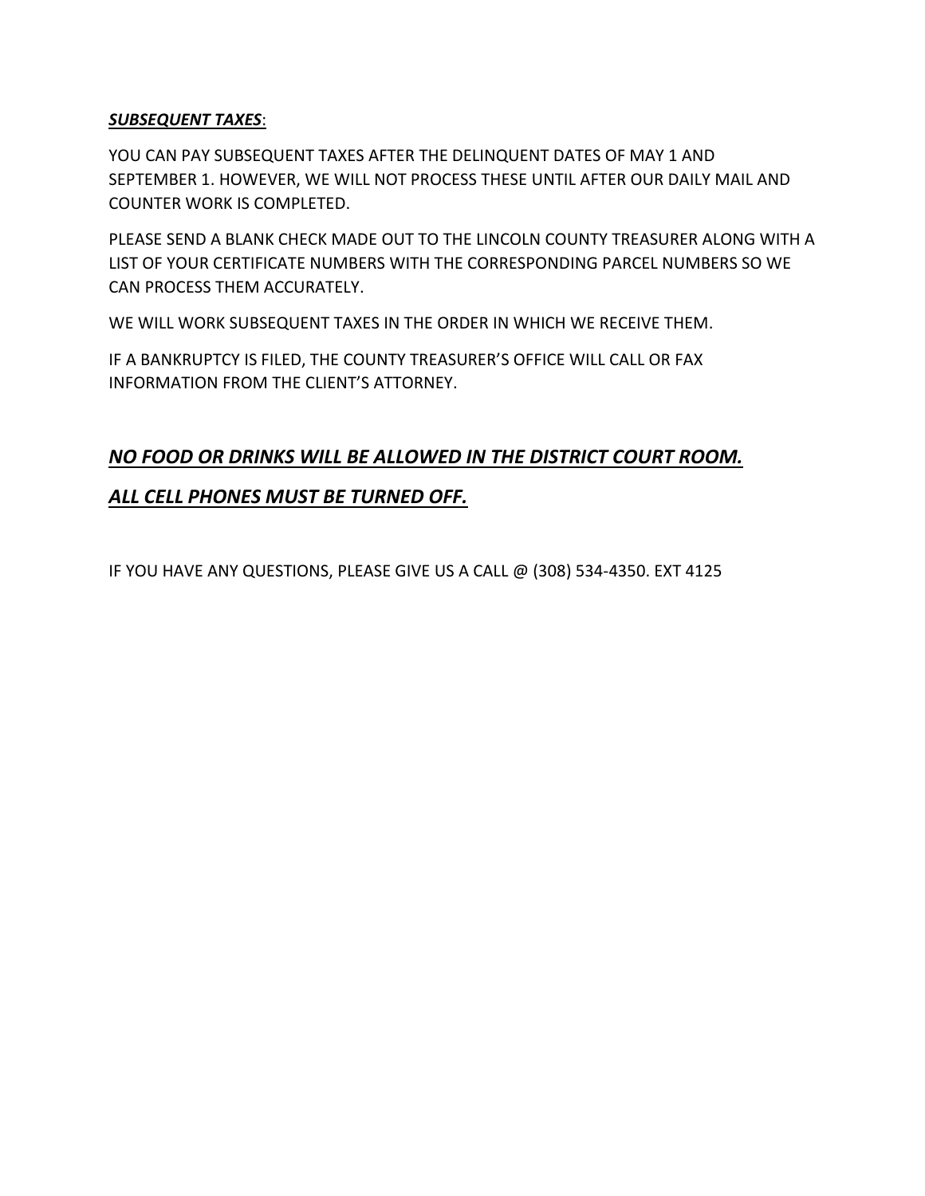***SUBSEQUENT TAXES***:

YOU CAN PAY SUBSEQUENT TAXES AFTER THE DELINQUENT DATES OF MAY 1 AND SEPTEMBER 1. HOWEVER, WE WILL NOT PROCESS THESE UNTIL AFTER OUR DAILY MAIL AND COUNTER WORK IS COMPLETED.

PLEASE SEND A BLANK CHECK MADE OUT TO THE LINCOLN COUNTY TREASURER ALONG WITH A LIST OF YOUR CERTIFICATE NUMBERS WITH THE CORRESPONDING PARCEL NUMBERS SO WE CAN PROCESS THEM ACCURATELY.

WE WILL WORK SUBSEQUENT TAXES IN THE ORDER IN WHICH WE RECEIVE THEM.

IF A BANKRUPTCY IS FILED, THE COUNTY TREASURER'S OFFICE WILL CALL OR FAX INFORMATION FROM THE CLIENT'S ATTORNEY.

***NO FOOD OR DRINKS WILL BE ALLOWED IN THE DISTRICT COURT ROOM.***

***ALL CELL PHONES MUST BE TURNED OFF.***

IF YOU HAVE ANY QUESTIONS, PLEASE GIVE US A CALL @ (308) 534-4350. EXT 4125